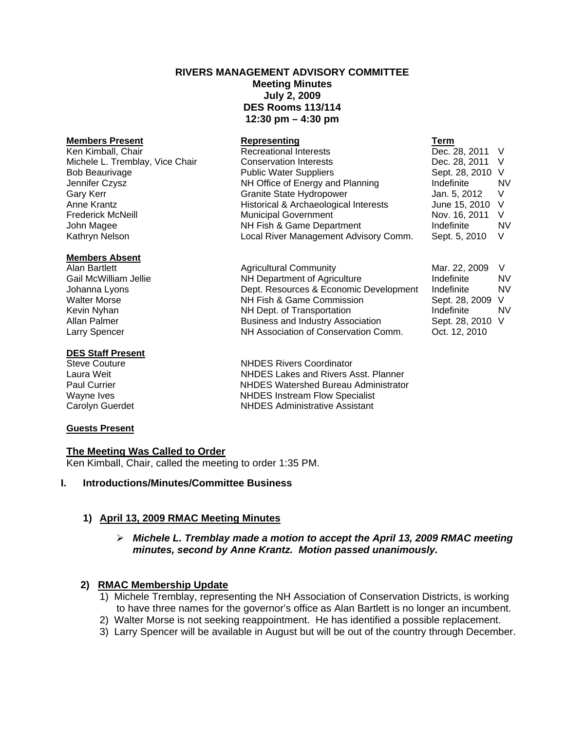# RIVERS MANAGEMENT ADVISORY COMMITTEE
## Meeting Minutes
## July 2, 2009
## DES Rooms 113/114
## 12:30 pm – 4:30 pm

| **Members Present** | **Representing** | **Term** | |
|---|---|---|---|
| Ken Kimball, Chair | Recreational Interests | Dec. 28, 2011 | V |
| Michele L. Tremblay, Vice Chair | Conservation Interests | Dec. 28, 2011 | V |
| Bob Beaurivage | Public Water Suppliers | Sept. 28, 2010 | V |
| Jennifer Czysz | NH Office of Energy and Planning | Indefinite | NV |
| Gary Kerr | Granite State Hydropower | Jan. 5, 2012 | V |
| Anne Krantz | Historical & Archaeological Interests | June 15, 2010 | V |
| Frederick McNeill | Municipal Government | Nov. 16, 2011 | V |
| John Magee | NH Fish & Game Department | Indefinite | NV |
| Kathryn Nelson | Local River Management Advisory Comm. | Sept. 5, 2010 | V |

| **Members Absent** | | | |
|---|---|---|---|
| Alan Bartlett | Agricultural Community | Mar. 22, 2009 | V |
| Gail McWilliam Jellie | NH Department of Agriculture | Indefinite | NV |
| Johanna Lyons | Dept. Resources & Economic Development | Indefinite | NV |
| Walter Morse | NH Fish & Game Commission | Sept. 28, 2009 | V |
| Kevin Nyhan | NH Dept. of Transportation | Indefinite | NV |
| Allan Palmer | Business and Industry Association | Sept. 28, 2010 | V |
| Larry Spencer | NH Association of Conservation Comm. | Oct. 12, 2010 | |

| **DES Staff Present** | |
|---|---|
| Steve Couture | NHDES Rivers Coordinator |
| Laura Weit | NHDES Lakes and Rivers Asst. Planner |
| Paul Currier | NHDES Watershed Bureau Administrator |
| Wayne Ives | NHDES Instream Flow Specialist |
| Carolyn Guerdet | NHDES Administrative Assistant |

**Guests Present**

**The Meeting Was Called to Order**

Ken Kimball, Chair, called the meeting to order 1:35 PM.

## I. Introductions/Minutes/Committee Business

### 1) April 13, 2009 RMAC Meeting Minutes

- ***Michele L. Tremblay made a motion to accept the April 13, 2009 RMAC meeting minutes, second by Anne Krantz. Motion passed unanimously.***

### 2) RMAC Membership Update

1) Michele Tremblay, representing the NH Association of Conservation Districts, is working to have three names for the governor's office as Alan Bartlett is no longer an incumbent.
2) Walter Morse is not seeking reappointment. He has identified a possible replacement.
3) Larry Spencer will be available in August but will be out of the country through December.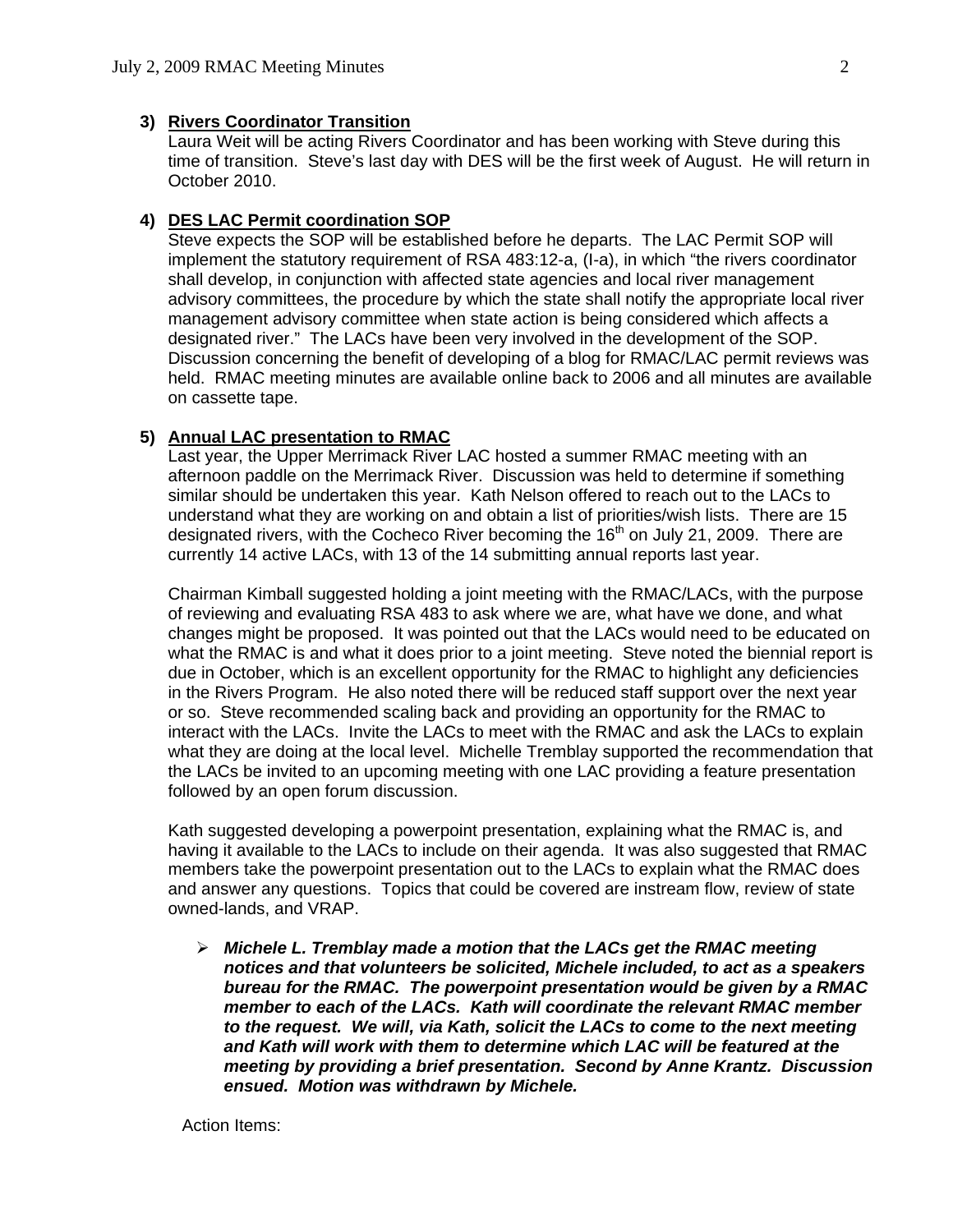**3) Rivers Coordinator Transition**

Laura Weit will be acting Rivers Coordinator and has been working with Steve during this time of transition. Steve's last day with DES will be the first week of August. He will return in October 2010.

**4) DES LAC Permit coordination SOP**

Steve expects the SOP will be established before he departs. The LAC Permit SOP will implement the statutory requirement of RSA 483:12-a, (I-a), in which "the rivers coordinator shall develop, in conjunction with affected state agencies and local river management advisory committees, the procedure by which the state shall notify the appropriate local river management advisory committee when state action is being considered which affects a designated river." The LACs have been very involved in the development of the SOP. Discussion concerning the benefit of developing of a blog for RMAC/LAC permit reviews was held. RMAC meeting minutes are available online back to 2006 and all minutes are available on cassette tape.

**5) Annual LAC presentation to RMAC**

Last year, the Upper Merrimack River LAC hosted a summer RMAC meeting with an afternoon paddle on the Merrimack River. Discussion was held to determine if something similar should be undertaken this year. Kath Nelson offered to reach out to the LACs to understand what they are working on and obtain a list of priorities/wish lists. There are 15 designated rivers, with the Cocheco River becoming the 16th on July 21, 2009. There are currently 14 active LACs, with 13 of the 14 submitting annual reports last year.

Chairman Kimball suggested holding a joint meeting with the RMAC/LACs, with the purpose of reviewing and evaluating RSA 483 to ask where we are, what have we done, and what changes might be proposed. It was pointed out that the LACs would need to be educated on what the RMAC is and what it does prior to a joint meeting. Steve noted the biennial report is due in October, which is an excellent opportunity for the RMAC to highlight any deficiencies in the Rivers Program. He also noted there will be reduced staff support over the next year or so. Steve recommended scaling back and providing an opportunity for the RMAC to interact with the LACs. Invite the LACs to meet with the RMAC and ask the LACs to explain what they are doing at the local level. Michelle Tremblay supported the recommendation that the LACs be invited to an upcoming meeting with one LAC providing a feature presentation followed by an open forum discussion.

Kath suggested developing a powerpoint presentation, explaining what the RMAC is, and having it available to the LACs to include on their agenda. It was also suggested that RMAC members take the powerpoint presentation out to the LACs to explain what the RMAC does and answer any questions. Topics that could be covered are instream flow, review of state owned-lands, and VRAP.

- ***Michele L. Tremblay made a motion that the LACs get the RMAC meeting notices and that volunteers be solicited, Michele included, to act as a speakers bureau for the RMAC. The powerpoint presentation would be given by a RMAC member to each of the LACs. Kath will coordinate the relevant RMAC member to the request. We will, via Kath, solicit the LACs to come to the next meeting and Kath will work with them to determine which LAC will be featured at the meeting by providing a brief presentation. Second by Anne Krantz. Discussion ensued. Motion was withdrawn by Michele.***

Action Items: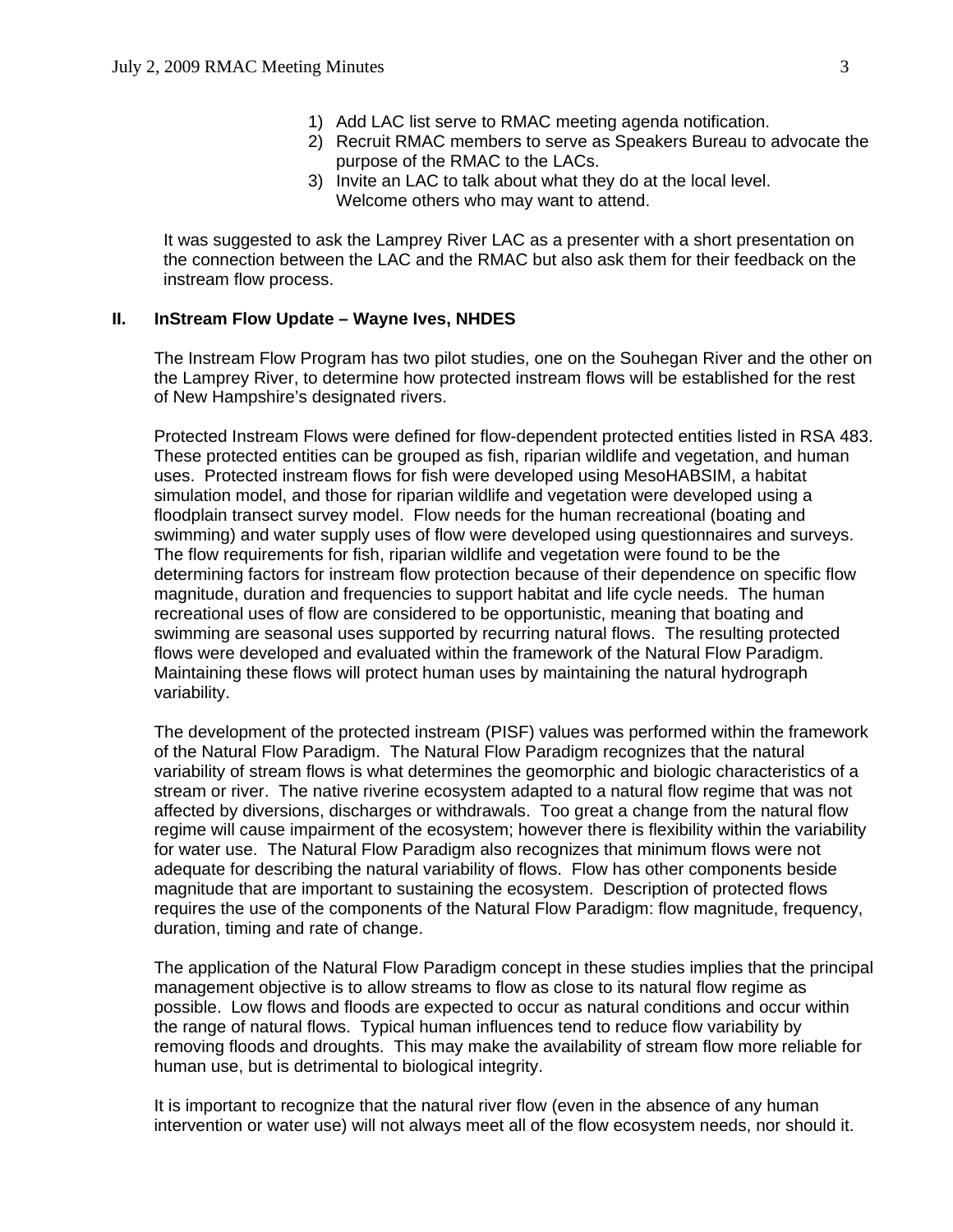1) Add LAC list serve to RMAC meeting agenda notification.
2) Recruit RMAC members to serve as Speakers Bureau to advocate the purpose of the RMAC to the LACs.
3) Invite an LAC to talk about what they do at the local level. Welcome others who may want to attend.

It was suggested to ask the Lamprey River LAC as a presenter with a short presentation on the connection between the LAC and the RMAC but also ask them for their feedback on the instream flow process.

## II. InStream Flow Update – Wayne Ives, NHDES

The Instream Flow Program has two pilot studies, one on the Souhegan River and the other on the Lamprey River, to determine how protected instream flows will be established for the rest of New Hampshire's designated rivers.

Protected Instream Flows were defined for flow-dependent protected entities listed in RSA 483. These protected entities can be grouped as fish, riparian wildlife and vegetation, and human uses. Protected instream flows for fish were developed using MesoHABSIM, a habitat simulation model, and those for riparian wildlife and vegetation were developed using a floodplain transect survey model. Flow needs for the human recreational (boating and swimming) and water supply uses of flow were developed using questionnaires and surveys. The flow requirements for fish, riparian wildlife and vegetation were found to be the determining factors for instream flow protection because of their dependence on specific flow magnitude, duration and frequencies to support habitat and life cycle needs. The human recreational uses of flow are considered to be opportunistic, meaning that boating and swimming are seasonal uses supported by recurring natural flows. The resulting protected flows were developed and evaluated within the framework of the Natural Flow Paradigm. Maintaining these flows will protect human uses by maintaining the natural hydrograph variability.

The development of the protected instream (PISF) values was performed within the framework of the Natural Flow Paradigm. The Natural Flow Paradigm recognizes that the natural variability of stream flows is what determines the geomorphic and biologic characteristics of a stream or river. The native riverine ecosystem adapted to a natural flow regime that was not affected by diversions, discharges or withdrawals. Too great a change from the natural flow regime will cause impairment of the ecosystem; however there is flexibility within the variability for water use. The Natural Flow Paradigm also recognizes that minimum flows were not adequate for describing the natural variability of flows. Flow has other components beside magnitude that are important to sustaining the ecosystem. Description of protected flows requires the use of the components of the Natural Flow Paradigm: flow magnitude, frequency, duration, timing and rate of change.

The application of the Natural Flow Paradigm concept in these studies implies that the principal management objective is to allow streams to flow as close to its natural flow regime as possible. Low flows and floods are expected to occur as natural conditions and occur within the range of natural flows. Typical human influences tend to reduce flow variability by removing floods and droughts. This may make the availability of stream flow more reliable for human use, but is detrimental to biological integrity.

It is important to recognize that the natural river flow (even in the absence of any human intervention or water use) will not always meet all of the flow ecosystem needs, nor should it.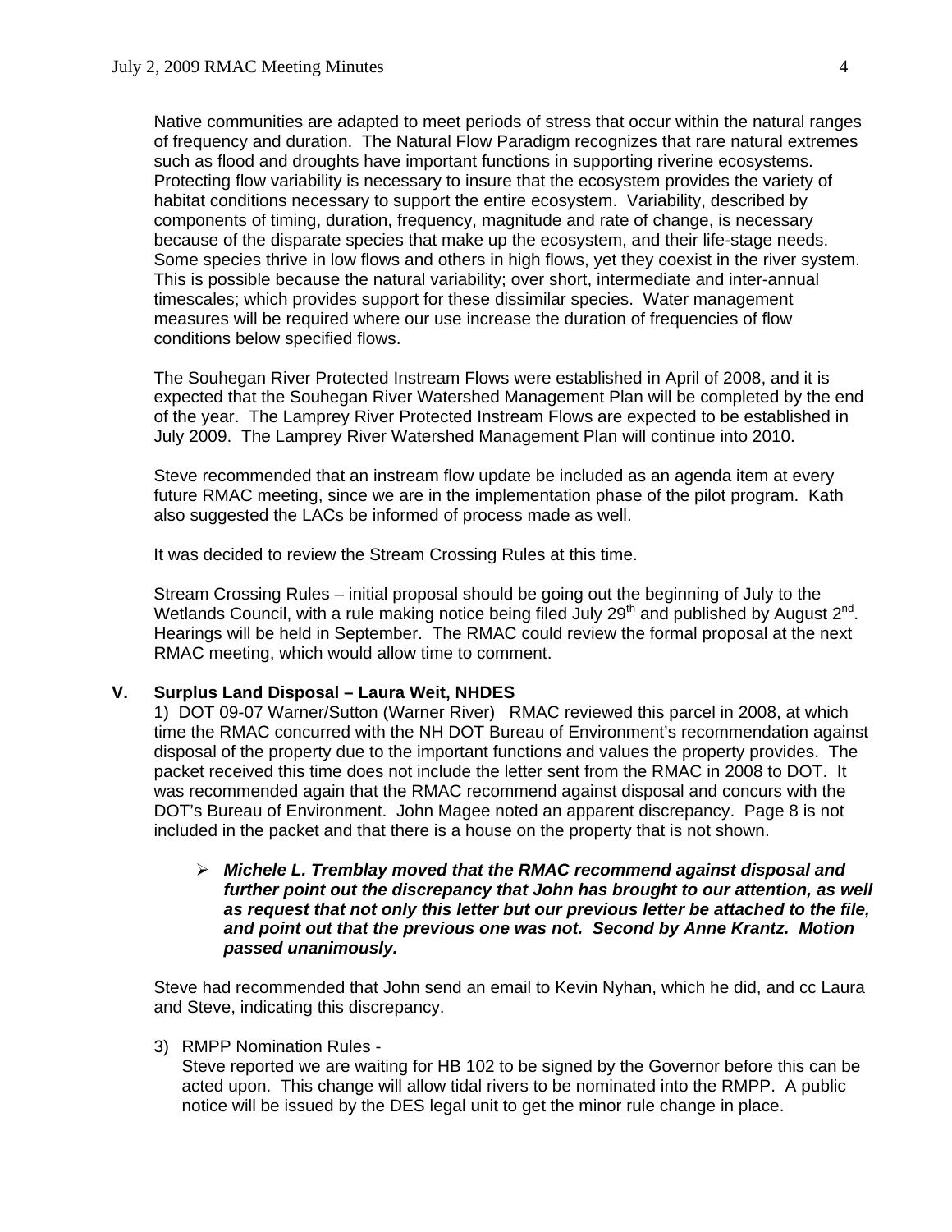Native communities are adapted to meet periods of stress that occur within the natural ranges of frequency and duration. The Natural Flow Paradigm recognizes that rare natural extremes such as flood and droughts have important functions in supporting riverine ecosystems. Protecting flow variability is necessary to insure that the ecosystem provides the variety of habitat conditions necessary to support the entire ecosystem. Variability, described by components of timing, duration, frequency, magnitude and rate of change, is necessary because of the disparate species that make up the ecosystem, and their life-stage needs. Some species thrive in low flows and others in high flows, yet they coexist in the river system. This is possible because the natural variability; over short, intermediate and inter-annual timescales; which provides support for these dissimilar species. Water management measures will be required where our use increase the duration of frequencies of flow conditions below specified flows.

The Souhegan River Protected Instream Flows were established in April of 2008, and it is expected that the Souhegan River Watershed Management Plan will be completed by the end of the year. The Lamprey River Protected Instream Flows are expected to be established in July 2009. The Lamprey River Watershed Management Plan will continue into 2010.

Steve recommended that an instream flow update be included as an agenda item at every future RMAC meeting, since we are in the implementation phase of the pilot program. Kath also suggested the LACs be informed of process made as well.

It was decided to review the Stream Crossing Rules at this time.

Stream Crossing Rules – initial proposal should be going out the beginning of July to the Wetlands Council, with a rule making notice being filed July 29th and published by August 2nd. Hearings will be held in September. The RMAC could review the formal proposal at the next RMAC meeting, which would allow time to comment.

## V. Surplus Land Disposal – Laura Weit, NHDES

1) DOT 09-07 Warner/Sutton (Warner River) RMAC reviewed this parcel in 2008, at which time the RMAC concurred with the NH DOT Bureau of Environment's recommendation against disposal of the property due to the important functions and values the property provides. The packet received this time does not include the letter sent from the RMAC in 2008 to DOT. It was recommended again that the RMAC recommend against disposal and concurs with the DOT's Bureau of Environment. John Magee noted an apparent discrepancy. Page 8 is not included in the packet and that there is a house on the property that is not shown.

- ***Michele L. Tremblay moved that the RMAC recommend against disposal and further point out the discrepancy that John has brought to our attention, as well as request that not only this letter but our previous letter be attached to the file, and point out that the previous one was not. Second by Anne Krantz. Motion passed unanimously.***

Steve had recommended that John send an email to Kevin Nyhan, which he did, and cc Laura and Steve, indicating this discrepancy.

3) RMPP Nomination Rules -
Steve reported we are waiting for HB 102 to be signed by the Governor before this can be acted upon. This change will allow tidal rivers to be nominated into the RMPP. A public notice will be issued by the DES legal unit to get the minor rule change in place.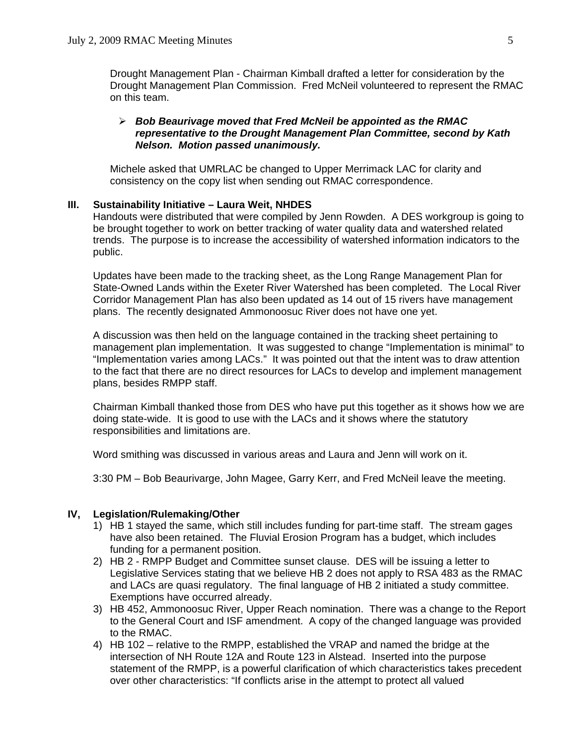Drought Management Plan - Chairman Kimball drafted a letter for consideration by the Drought Management Plan Commission. Fred McNeil volunteered to represent the RMAC on this team.

- ***Bob Beaurivage moved that Fred McNeil be appointed as the RMAC representative to the Drought Management Plan Committee, second by Kath Nelson. Motion passed unanimously.***

Michele asked that UMRLAC be changed to Upper Merrimack LAC for clarity and consistency on the copy list when sending out RMAC correspondence.

## III. Sustainability Initiative – Laura Weit, NHDES

Handouts were distributed that were compiled by Jenn Rowden. A DES workgroup is going to be brought together to work on better tracking of water quality data and watershed related trends. The purpose is to increase the accessibility of watershed information indicators to the public.

Updates have been made to the tracking sheet, as the Long Range Management Plan for State-Owned Lands within the Exeter River Watershed has been completed. The Local River Corridor Management Plan has also been updated as 14 out of 15 rivers have management plans. The recently designated Ammonoosuc River does not have one yet.

A discussion was then held on the language contained in the tracking sheet pertaining to management plan implementation. It was suggested to change "Implementation is minimal" to "Implementation varies among LACs." It was pointed out that the intent was to draw attention to the fact that there are no direct resources for LACs to develop and implement management plans, besides RMPP staff.

Chairman Kimball thanked those from DES who have put this together as it shows how we are doing state-wide. It is good to use with the LACs and it shows where the statutory responsibilities and limitations are.

Word smithing was discussed in various areas and Laura and Jenn will work on it.

3:30 PM – Bob Beaurivarge, John Magee, Garry Kerr, and Fred McNeil leave the meeting.

## IV, Legislation/Rulemaking/Other

1) HB 1 stayed the same, which still includes funding for part-time staff. The stream gages have also been retained. The Fluvial Erosion Program has a budget, which includes funding for a permanent position.
2) HB 2 - RMPP Budget and Committee sunset clause. DES will be issuing a letter to Legislative Services stating that we believe HB 2 does not apply to RSA 483 as the RMAC and LACs are quasi regulatory. The final language of HB 2 initiated a study committee. Exemptions have occurred already.
3) HB 452, Ammonoosuc River, Upper Reach nomination. There was a change to the Report to the General Court and ISF amendment. A copy of the changed language was provided to the RMAC.
4) HB 102 – relative to the RMPP, established the VRAP and named the bridge at the intersection of NH Route 12A and Route 123 in Alstead. Inserted into the purpose statement of the RMPP, is a powerful clarification of which characteristics takes precedent over other characteristics: "If conflicts arise in the attempt to protect all valued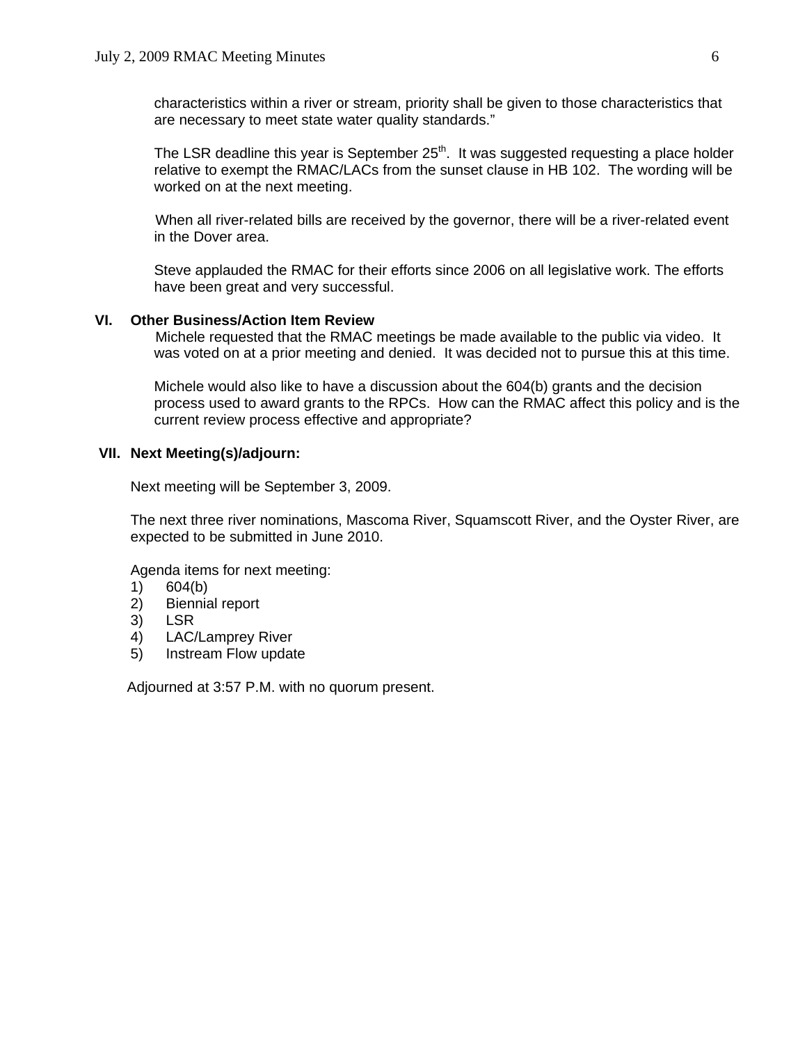characteristics within a river or stream, priority shall be given to those characteristics that are necessary to meet state water quality standards."

The LSR deadline this year is September 25th. It was suggested requesting a place holder relative to exempt the RMAC/LACs from the sunset clause in HB 102. The wording will be worked on at the next meeting.

When all river-related bills are received by the governor, there will be a river-related event in the Dover area.

Steve applauded the RMAC for their efforts since 2006 on all legislative work. The efforts have been great and very successful.

**VI. Other Business/Action Item Review**

Michele requested that the RMAC meetings be made available to the public via video. It was voted on at a prior meeting and denied. It was decided not to pursue this at this time.

Michele would also like to have a discussion about the 604(b) grants and the decision process used to award grants to the RPCs. How can the RMAC affect this policy and is the current review process effective and appropriate?

**VII. Next Meeting(s)/adjourn:**

Next meeting will be September 3, 2009.

The next three river nominations, Mascoma River, Squamscott River, and the Oyster River, are expected to be submitted in June 2010.

Agenda items for next meeting:

1) 604(b)
2) Biennial report
3) LSR
4) LAC/Lamprey River
5) Instream Flow update

Adjourned at 3:57 P.M. with no quorum present.